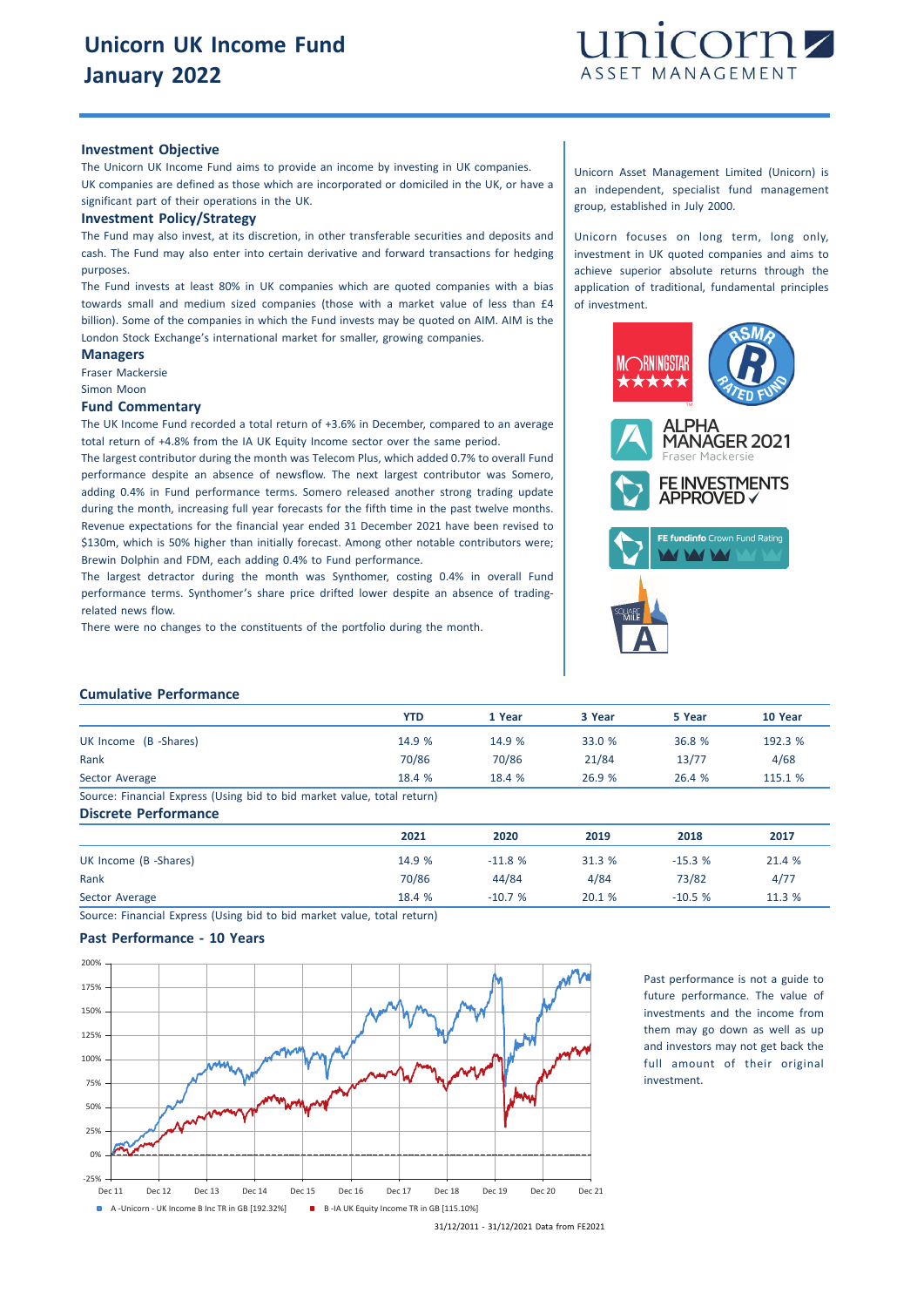# Unicorn UK Income Fund January 2022

### Investment Objective

The Unicorn UK Income Fund aims to provide an income by investing in UK companies.

UK companies are defined as those which are incorporated or domiciled in the UK, or have a significant part of their operations in the UK.

### Investment Policy/Strategy

The Fund may also invest, at its discretion, in other transferable securities and deposits and cash. The Fund may also enter into certain derivative and forward transactions for hedging purposes.

The Fund invests at least 80% in UK companies which are quoted companies with a bias towards small and medium sized companies (those with a market value of less than £4 billion). Some of the companies in which the Fund invests may be quoted on AIM. AIM is the London Stock Exchange's international market for smaller, growing companies.

### Managers

Fraser Mackersie

Simon Moon

### Fund Commentary

The UK Income Fund recorded a total return of +3.6% in December, compared to an average total return of +4.8% from the IA UK Equity Income sector over the same period.

The largest contributor during the month was Telecom Plus, which added 0.7% to overall Fund performance despite an absence of newsflow. The next largest contributor was Somero, adding 0.4% in Fund performance terms. Somero released another strong trading update during the month, increasing full year forecasts for the fifth time in the past twelve months. Revenue expectations for the financial year ended 31 December 2021 have been revised to $130m, which is 50% higher than initially forecast. Among other notable contributors were; Brewin Dolphin and FDM, each adding 0.4% to Fund performance.

The largest detractor during the month was Synthomer, costing 0.4% in overall Fund performance terms. Synthomer's share price drifted lower despite an absence of trading-related news flow.

There were no changes to the constituents of the portfolio during the month.

Unicorn Asset Management Limited (Unicorn) is an independent, specialist fund management group, established in July 2000.

Unicorn focuses on long term, long only, investment in UK quoted companies and aims to achieve superior absolute returns through the application of traditional, fundamental principles of investment.

MORNINGSTAR ★★★★★

RSMR RATED FUND

ALPHA MANAGER 2021 Fraser Mackersie

FE INVESTMENTS APPROVED ✓

FE fundinfo Crown Fund Rating

SQUARE MILE A

### Cumulative Performance

| | YTD | 1 Year | 3 Year | 5 Year | 10 Year |
|---|---|---|---|---|---|
| UK Income (B -Shares) | 14.9 % | 14.9 % | 33.0 % | 36.8 % | 192.3 % |
| Rank | 70/86 | 70/86 | 21/84 | 13/77 | 4/68 |
| Sector Average | 18.4 % | 18.4 % | 26.9 % | 26.4 % | 115.1 % |

Source: Financial Express (Using bid to bid market value, total return)

### Discrete Performance

| | 2021 | 2020 | 2019 | 2018 | 2017 |
|---|---|---|---|---|---|
| UK Income (B -Shares) | 14.9 % | -11.8 % | 31.3 % | -15.3 % | 21.4 % |
| Rank | 70/86 | 44/84 | 4/84 | 73/82 | 4/77 |
| Sector Average | 18.4 % | -10.7 % | 20.1 % | -10.5 % | 11.3 % |

Source: Financial Express (Using bid to bid market value, total return)

### Past Performance - 10 Years

A -Unicorn - UK Income B Inc TR in GB [192.32%]   B -IA UK Equity Income TR in GB [115.10%]

31/12/2011 - 31/12/2021 Data from FE2021

Past performance is not a guide to future performance. The value of investments and the income from them may go down as well as up and investors may not get back the full amount of their original investment.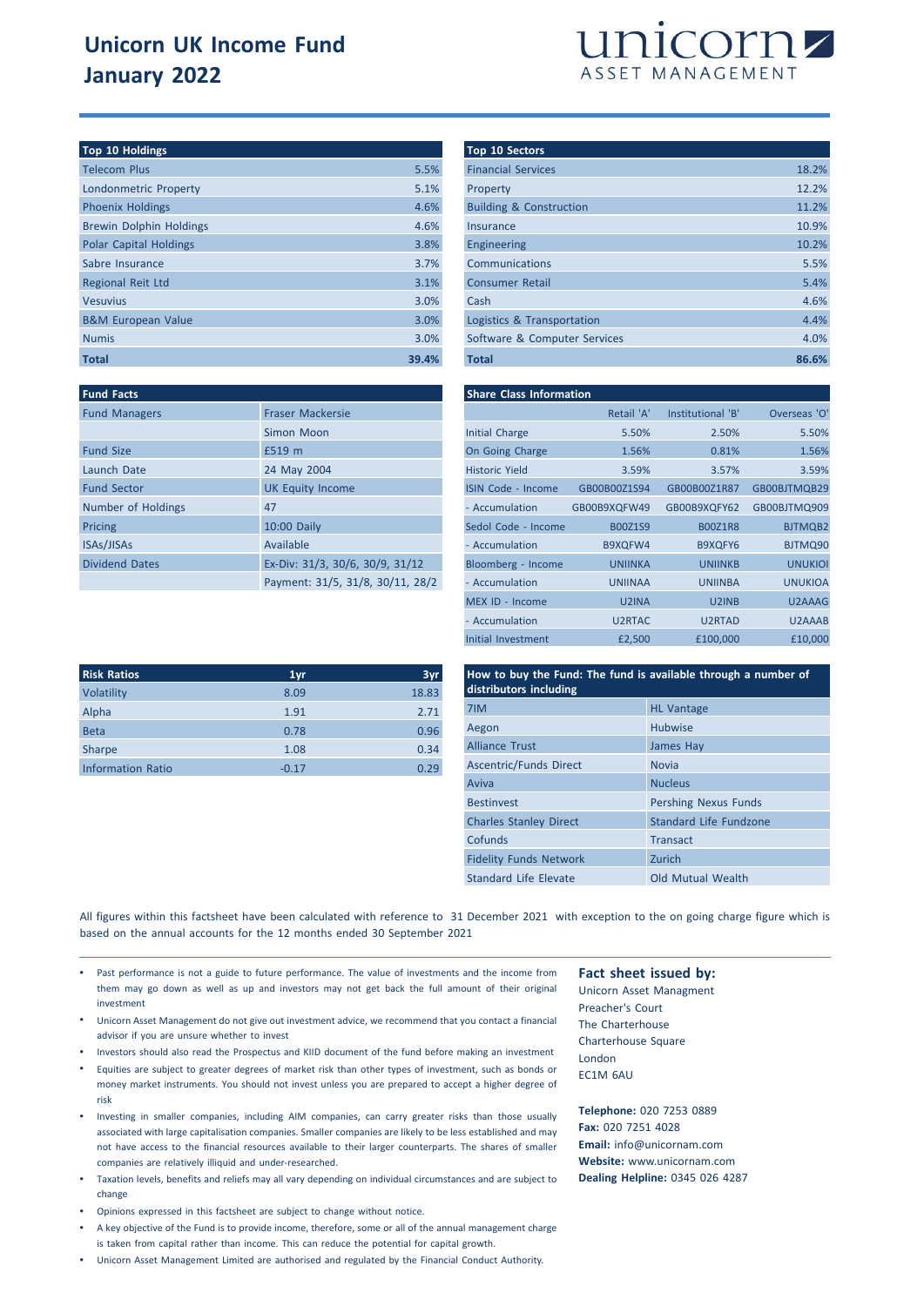# Unicorn UK Income Fund
# January 2022

unicorn ASSET MANAGEMENT

| Top 10 Holdings | |
|---|---|
| Telecom Plus | 5.5% |
| Londonmetric Property | 5.1% |
| Phoenix Holdings | 4.6% |
| Brewin Dolphin Holdings | 4.6% |
| Polar Capital Holdings | 3.8% |
| Sabre Insurance | 3.7% |
| Regional Reit Ltd | 3.1% |
| Vesuvius | 3.0% |
| B&M European Value | 3.0% |
| Numis | 3.0% |
| **Total** | **39.4%** |

| Top 10 Sectors | |
|---|---|
| Financial Services | 18.2% |
| Property | 12.2% |
| Building & Construction | 11.2% |
| Insurance | 10.9% |
| Engineering | 10.2% |
| Communications | 5.5% |
| Consumer Retail | 5.4% |
| Cash | 4.6% |
| Logistics & Transportation | 4.4% |
| Software & Computer Services | 4.0% |
| **Total** | **86.6%** |

| Fund Facts | |
|---|---|
| Fund Managers | Fraser Mackersie |
| | Simon Moon |
| Fund Size | £519 m |
| Launch Date | 24 May 2004 |
| Fund Sector | UK Equity Income |
| Number of Holdings | 47 |
| Pricing | 10:00 Daily |
| ISAs/JISAs | Available |
| Dividend Dates | Ex-Div: 31/3, 30/6, 30/9, 31/12 |
| | Payment: 31/5, 31/8, 30/11, 28/2 |

| Share Class Information | Retail 'A' | Institutional 'B' | Overseas 'O' |
|---|---|---|---|
| Initial Charge | 5.50% | 2.50% | 5.50% |
| On Going Charge | 1.56% | 0.81% | 1.56% |
| Historic Yield | 3.59% | 3.57% | 3.59% |
| ISIN Code - Income | GB00B00Z1S94 | GB00B00Z1R87 | GB00BJTMQB29 |
| - Accumulation | GB00B9XQFW49 | GB00B9XQFY62 | GB00BJTMQ909 |
| Sedol Code - Income | B00Z1S9 | B00Z1R8 | BJTMQB2 |
| - Accumulation | B9XQFW4 | B9XQFY6 | BJTMQ90 |
| Bloomberg - Income | UNIINKA | UNIINKB | UNUKIOI |
| - Accumulation | UNIINAA | UNIINBA | UNUKIOA |
| MEX ID - Income | U2INA | U2INB | U2AAAG |
| - Accumulation | U2RTAC | U2RTAD | U2AAAB |
| Initial Investment | £2,500 | £100,000 | £10,000 |

| Risk Ratios | 1yr | 3yr |
|---|---|---|
| Volatility | 8.09 | 18.83 |
| Alpha | 1.91 | 2.71 |
| Beta | 0.78 | 0.96 |
| Sharpe | 1.08 | 0.34 |
| Information Ratio | -0.17 | 0.29 |

| How to buy the Fund: The fund is available through a number of distributors including | |
|---|---|
| 7IM | HL Vantage |
| Aegon | Hubwise |
| Alliance Trust | James Hay |
| Ascentric/Funds Direct | Novia |
| Aviva | Nucleus |
| Bestinvest | Pershing Nexus Funds |
| Charles Stanley Direct | Standard Life Fundzone |
| Cofunds | Transact |
| Fidelity Funds Network | Zurich |
| Standard Life Elevate | Old Mutual Wealth |

All figures within this factsheet have been calculated with reference to 31 December 2021 with exception to the on going charge figure which is based on the annual accounts for the 12 months ended 30 September 2021

- Past performance is not a guide to future performance. The value of investments and the income from them may go down as well as up and investors may not get back the full amount of their original investment
- Unicorn Asset Management do not give out investment advice, we recommend that you contact a financial advisor if you are unsure whether to invest
- Investors should also read the Prospectus and KIID document of the fund before making an investment
- Equities are subject to greater degrees of market risk than other types of investment, such as bonds or money market instruments. You should not invest unless you are prepared to accept a higher degree of risk
- Investing in smaller companies, including AIM companies, can carry greater risks than those usually associated with large capitalisation companies. Smaller companies are likely to be less established and may not have access to the financial resources available to their larger counterparts. The shares of smaller companies are relatively illiquid and under-researched.
- Taxation levels, benefits and reliefs may all vary depending on individual circumstances and are subject to change
- Opinions expressed in this factsheet are subject to change without notice.
- A key objective of the Fund is to provide income, therefore, some or all of the annual management charge is taken from capital rather than income. This can reduce the potential for capital growth.
- Unicorn Asset Management Limited are authorised and regulated by the Financial Conduct Authority.

**Fact sheet issued by:**

Unicorn Asset Managment
Preacher's Court
The Charterhouse
Charterhouse Square
London
EC1M 6AU

**Telephone:** 020 7253 0889
**Fax:** 020 7251 4028
**Email:** info@unicornam.com
**Website:** www.unicornam.com
**Dealing Helpline:** 0345 026 4287